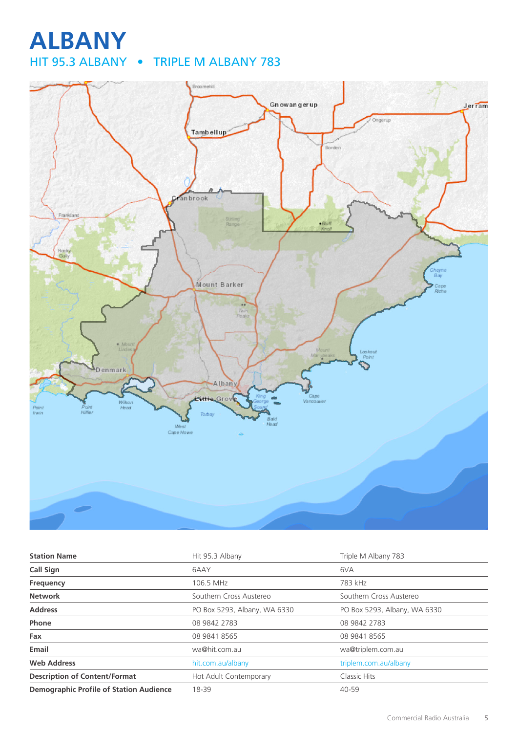# ALBANY

## HIT 95.3 ALBANY • TRIPLE M ALBANY 783

| Station Name | Hit 95.3 Albany | Triple M Albany 783 |
|---|---|---|
| Call Sign | 6AAY | 6VA |
| Frequency | 106.5 MHz | 783 kHz |
| Network | Southern Cross Austereo | Southern Cross Austereo |
| Address | PO Box 5293, Albany, WA 6330 | PO Box 5293, Albany, WA 6330 |
| Phone | 08 9842 2783 | 08 9842 2783 |
| Fax | 08 9841 8565 | 08 9841 8565 |
| Email | wa@hit.com.au | wa@triplem.com.au |
| Web Address | hit.com.au/albany | triplem.com.au/albany |
| Description of Content/Format | Hot Adult Contemporary | Classic Hits |
| Demographic Profile of Station Audience | 18-39 | 40-59 |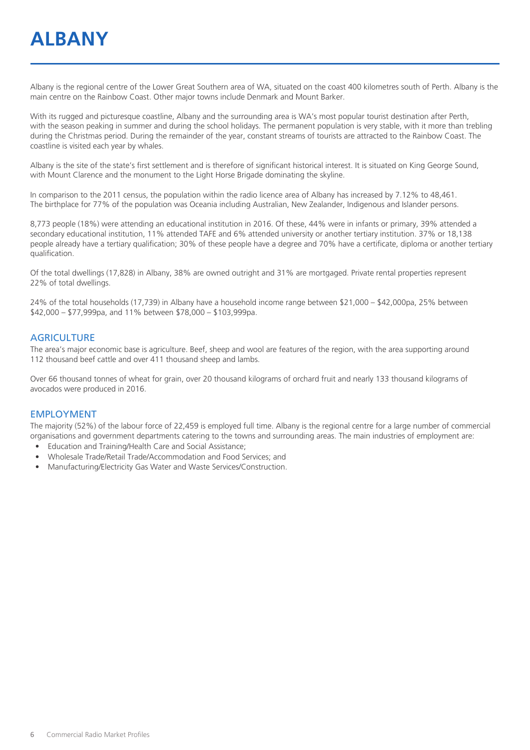# ALBANY

Albany is the regional centre of the Lower Great Southern area of WA, situated on the coast 400 kilometres south of Perth. Albany is the main centre on the Rainbow Coast. Other major towns include Denmark and Mount Barker.

With its rugged and picturesque coastline, Albany and the surrounding area is WA's most popular tourist destination after Perth, with the season peaking in summer and during the school holidays. The permanent population is very stable, with it more than trebling during the Christmas period. During the remainder of the year, constant streams of tourists are attracted to the Rainbow Coast. The coastline is visited each year by whales.

Albany is the site of the state's first settlement and is therefore of significant historical interest. It is situated on King George Sound, with Mount Clarence and the monument to the Light Horse Brigade dominating the skyline.

In comparison to the 2011 census, the population within the radio licence area of Albany has increased by 7.12% to 48,461. The birthplace for 77% of the population was Oceania including Australian, New Zealander, Indigenous and Islander persons.

8,773 people (18%) were attending an educational institution in 2016. Of these, 44% were in infants or primary, 39% attended a secondary educational institution, 11% attended TAFE and 6% attended university or another tertiary institution. 37% or 18,138 people already have a tertiary qualification; 30% of these people have a degree and 70% have a certificate, diploma or another tertiary qualification.

Of the total dwellings (17,828) in Albany, 38% are owned outright and 31% are mortgaged. Private rental properties represent 22% of total dwellings.

24% of the total households (17,739) in Albany have a household income range between $21,000 – $42,000pa, 25% between $42,000 – $77,999pa, and 11% between $78,000 – $103,999pa.

## AGRICULTURE

The area's major economic base is agriculture. Beef, sheep and wool are features of the region, with the area supporting around 112 thousand beef cattle and over 411 thousand sheep and lambs.

Over 66 thousand tonnes of wheat for grain, over 20 thousand kilograms of orchard fruit and nearly 133 thousand kilograms of avocados were produced in 2016.

## EMPLOYMENT

The majority (52%) of the labour force of 22,459 is employed full time. Albany is the regional centre for a large number of commercial organisations and government departments catering to the towns and surrounding areas. The main industries of employment are:

- Education and Training/Health Care and Social Assistance;
- Wholesale Trade/Retail Trade/Accommodation and Food Services; and
- Manufacturing/Electricity Gas Water and Waste Services/Construction.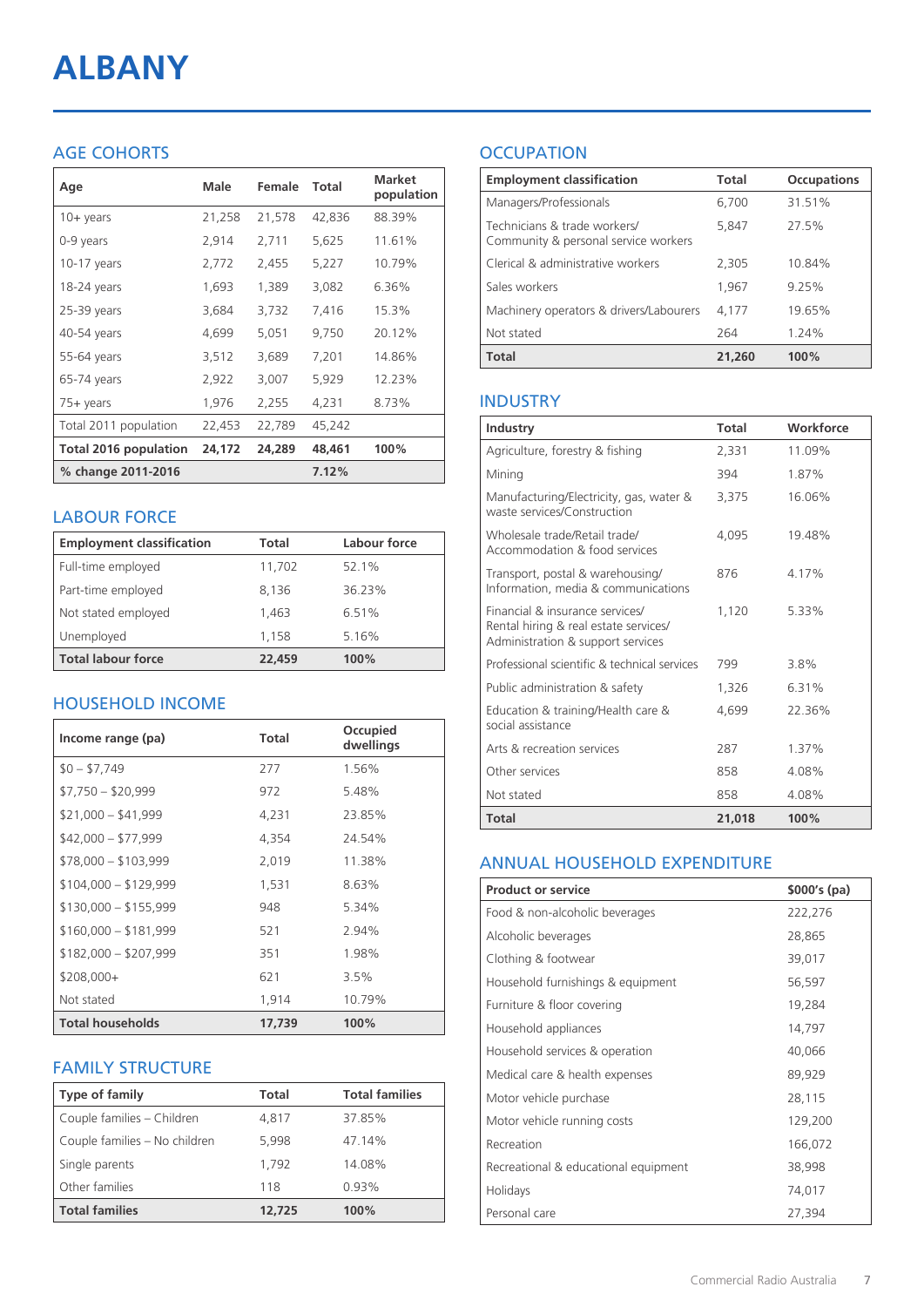# ALBANY

## AGE COHORTS

| Age | Male | Female | Total | Market population |
|---|---|---|---|---|
| 10+ years | 21,258 | 21,578 | 42,836 | 88.39% |
| 0-9 years | 2,914 | 2,711 | 5,625 | 11.61% |
| 10-17 years | 2,772 | 2,455 | 5,227 | 10.79% |
| 18-24 years | 1,693 | 1,389 | 3,082 | 6.36% |
| 25-39 years | 3,684 | 3,732 | 7,416 | 15.3% |
| 40-54 years | 4,699 | 5,051 | 9,750 | 20.12% |
| 55-64 years | 3,512 | 3,689 | 7,201 | 14.86% |
| 65-74 years | 2,922 | 3,007 | 5,929 | 12.23% |
| 75+ years | 1,976 | 2,255 | 4,231 | 8.73% |
| Total 2011 population | 22,453 | 22,789 | 45,242 | |
| **Total 2016 population** | **24,172** | **24,289** | **48,461** | **100%** |
| **% change 2011-2016** | | | **7.12%** | |

## LABOUR FORCE

| Employment classification | Total | Labour force |
|---|---|---|
| Full-time employed | 11,702 | 52.1% |
| Part-time employed | 8,136 | 36.23% |
| Not stated employed | 1,463 | 6.51% |
| Unemployed | 1,158 | 5.16% |
| **Total labour force** | **22,459** | **100%** |

## HOUSEHOLD INCOME

| Income range (pa) | Total | Occupied dwellings |
|---|---|---|
| $0 – $7,749 | 277 | 1.56% |
| $7,750 – $20,999 | 972 | 5.48% |
| $21,000 – $41,999 | 4,231 | 23.85% |
| $42,000 – $77,999 | 4,354 | 24.54% |
| $78,000 – $103,999 | 2,019 | 11.38% |
| $104,000 – $129,999 | 1,531 | 8.63% |
| $130,000 – $155,999 | 948 | 5.34% |
| $160,000 – $181,999 | 521 | 2.94% |
| $182,000 – $207,999 | 351 | 1.98% |
| $208,000+ | 621 | 3.5% |
| Not stated | 1,914 | 10.79% |
| **Total households** | **17,739** | **100%** |

## FAMILY STRUCTURE

| Type of family | Total | Total families |
|---|---|---|
| Couple families – Children | 4,817 | 37.85% |
| Couple families – No children | 5,998 | 47.14% |
| Single parents | 1,792 | 14.08% |
| Other families | 118 | 0.93% |
| **Total families** | **12,725** | **100%** |

## OCCUPATION

| Employment classification | Total | Occupations |
|---|---|---|
| Managers/Professionals | 6,700 | 31.51% |
| Technicians & trade workers/ Community & personal service workers | 5,847 | 27.5% |
| Clerical & administrative workers | 2,305 | 10.84% |
| Sales workers | 1,967 | 9.25% |
| Machinery operators & drivers/Labourers | 4,177 | 19.65% |
| Not stated | 264 | 1.24% |
| **Total** | **21,260** | **100%** |

## INDUSTRY

| Industry | Total | Workforce |
|---|---|---|
| Agriculture, forestry & fishing | 2,331 | 11.09% |
| Mining | 394 | 1.87% |
| Manufacturing/Electricity, gas, water & waste services/Construction | 3,375 | 16.06% |
| Wholesale trade/Retail trade/ Accommodation & food services | 4,095 | 19.48% |
| Transport, postal & warehousing/ Information, media & communications | 876 | 4.17% |
| Financial & insurance services/ Rental hiring & real estate services/ Administration & support services | 1,120 | 5.33% |
| Professional scientific & technical services | 799 | 3.8% |
| Public administration & safety | 1,326 | 6.31% |
| Education & training/Health care & social assistance | 4,699 | 22.36% |
| Arts & recreation services | 287 | 1.37% |
| Other services | 858 | 4.08% |
| Not stated | 858 | 4.08% |
| **Total** | **21,018** | **100%** |

## ANNUAL HOUSEHOLD EXPENDITURE

| Product or service | $000's (pa) |
|---|---|
| Food & non-alcoholic beverages | 222,276 |
| Alcoholic beverages | 28,865 |
| Clothing & footwear | 39,017 |
| Household furnishings & equipment | 56,597 |
| Furniture & floor covering | 19,284 |
| Household appliances | 14,797 |
| Household services & operation | 40,066 |
| Medical care & health expenses | 89,929 |
| Motor vehicle purchase | 28,115 |
| Motor vehicle running costs | 129,200 |
| Recreation | 166,072 |
| Recreational & educational equipment | 38,998 |
| Holidays | 74,017 |
| Personal care | 27,394 |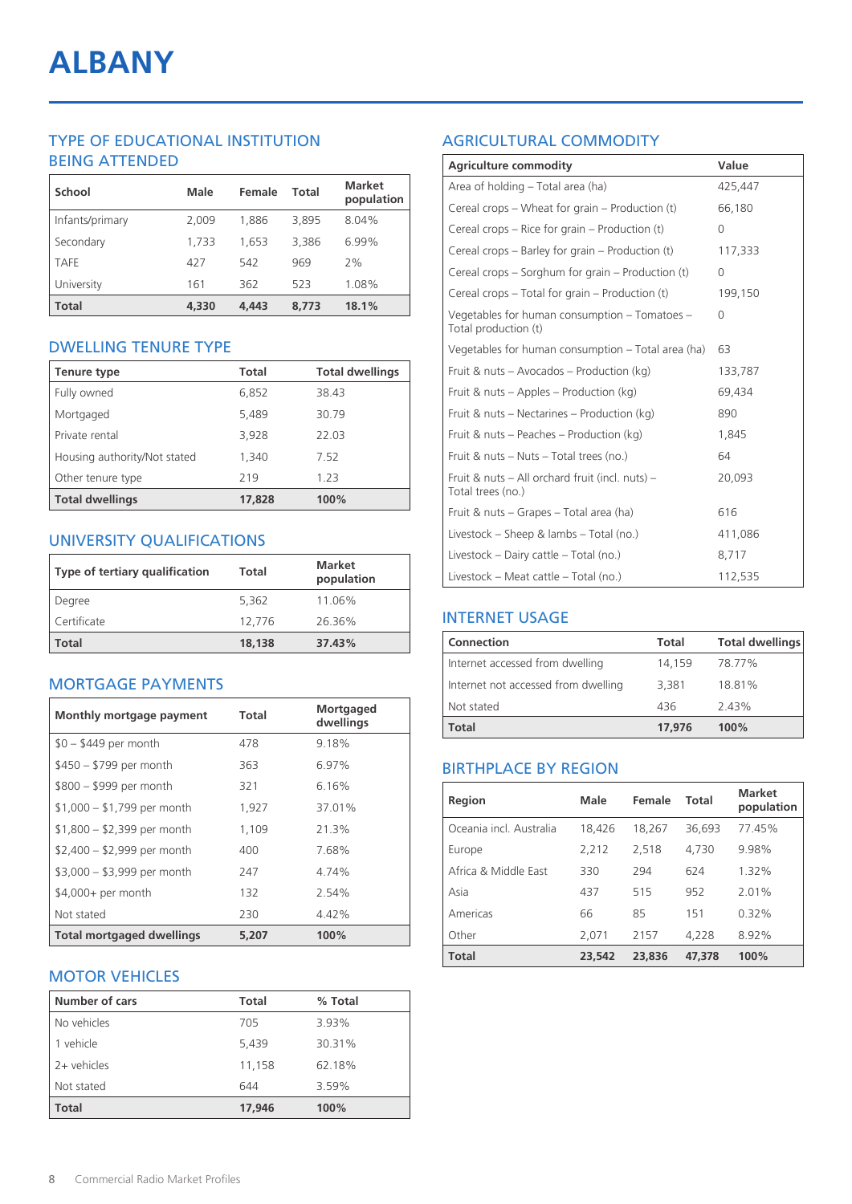# ALBANY

## TYPE OF EDUCATIONAL INSTITUTION BEING ATTENDED

| School | Male | Female | Total | Market population |
|---|---|---|---|---|
| Infants/primary | 2,009 | 1,886 | 3,895 | 8.04% |
| Secondary | 1,733 | 1,653 | 3,386 | 6.99% |
| TAFE | 427 | 542 | 969 | 2% |
| University | 161 | 362 | 523 | 1.08% |
| **Total** | **4,330** | **4,443** | **8,773** | **18.1%** |

## DWELLING TENURE TYPE

| Tenure type | Total | Total dwellings |
|---|---|---|
| Fully owned | 6,852 | 38.43 |
| Mortgaged | 5,489 | 30.79 |
| Private rental | 3,928 | 22.03 |
| Housing authority/Not stated | 1,340 | 7.52 |
| Other tenure type | 219 | 1.23 |
| **Total dwellings** | **17,828** | **100%** |

## UNIVERSITY QUALIFICATIONS

| Type of tertiary qualification | Total | Market population |
|---|---|---|
| Degree | 5,362 | 11.06% |
| Certificate | 12,776 | 26.36% |
| **Total** | **18,138** | **37.43%** |

## MORTGAGE PAYMENTS

| Monthly mortgage payment | Total | Mortgaged dwellings |
|---|---|---|
| $0 – $449 per month | 478 | 9.18% |
| $450 – $799 per month | 363 | 6.97% |
| $800 – $999 per month | 321 | 6.16% |
| $1,000 – $1,799 per month | 1,927 | 37.01% |
| $1,800 – $2,399 per month | 1,109 | 21.3% |
| $2,400 – $2,999 per month | 400 | 7.68% |
| $3,000 – $3,999 per month | 247 | 4.74% |
| $4,000+ per month | 132 | 2.54% |
| Not stated | 230 | 4.42% |
| **Total mortgaged dwellings** | **5,207** | **100%** |

## MOTOR VEHICLES

| Number of cars | Total | % Total |
|---|---|---|
| No vehicles | 705 | 3.93% |
| 1 vehicle | 5,439 | 30.31% |
| 2+ vehicles | 11,158 | 62.18% |
| Not stated | 644 | 3.59% |
| **Total** | **17,946** | **100%** |

## AGRICULTURAL COMMODITY

| Agriculture commodity | Value |
|---|---|
| Area of holding – Total area (ha) | 425,447 |
| Cereal crops – Wheat for grain – Production (t) | 66,180 |
| Cereal crops – Rice for grain – Production (t) | 0 |
| Cereal crops – Barley for grain – Production (t) | 117,333 |
| Cereal crops – Sorghum for grain – Production (t) | 0 |
| Cereal crops – Total for grain – Production (t) | 199,150 |
| Vegetables for human consumption – Tomatoes – Total production (t) | 0 |
| Vegetables for human consumption – Total area (ha) | 63 |
| Fruit & nuts – Avocados – Production (kg) | 133,787 |
| Fruit & nuts – Apples – Production (kg) | 69,434 |
| Fruit & nuts – Nectarines – Production (kg) | 890 |
| Fruit & nuts – Peaches – Production (kg) | 1,845 |
| Fruit & nuts – Nuts – Total trees (no.) | 64 |
| Fruit & nuts – All orchard fruit (incl. nuts) – Total trees (no.) | 20,093 |
| Fruit & nuts – Grapes – Total area (ha) | 616 |
| Livestock – Sheep & lambs – Total (no.) | 411,086 |
| Livestock – Dairy cattle – Total (no.) | 8,717 |
| Livestock – Meat cattle – Total (no.) | 112,535 |

## INTERNET USAGE

| Connection | Total | Total dwellings |
|---|---|---|
| Internet accessed from dwelling | 14,159 | 78.77% |
| Internet not accessed from dwelling | 3,381 | 18.81% |
| Not stated | 436 | 2.43% |
| **Total** | **17,976** | **100%** |

## BIRTHPLACE BY REGION

| Region | Male | Female | Total | Market population |
|---|---|---|---|---|
| Oceania incl. Australia | 18,426 | 18,267 | 36,693 | 77.45% |
| Europe | 2,212 | 2,518 | 4,730 | 9.98% |
| Africa & Middle East | 330 | 294 | 624 | 1.32% |
| Asia | 437 | 515 | 952 | 2.01% |
| Americas | 66 | 85 | 151 | 0.32% |
| Other | 2,071 | 2157 | 4,228 | 8.92% |
| **Total** | **23,542** | **23,836** | **47,378** | **100%** |